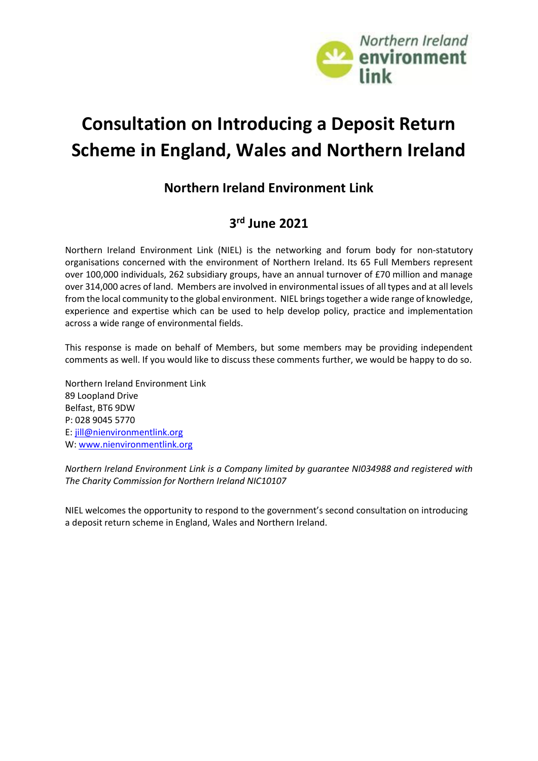Northern Ireland environment link

# Consultation on Introducing a Deposit Return Scheme in England, Wales and Northern Ireland

## Northern Ireland Environment Link

## 3rd June 2021

Northern Ireland Environment Link (NIEL) is the networking and forum body for non-statutory organisations concerned with the environment of Northern Ireland. Its 65 Full Members represent over 100,000 individuals, 262 subsidiary groups, have an annual turnover of £70 million and manage over 314,000 acres of land. Members are involved in environmental issues of all types and at all levels from the local community to the global environment. NIEL brings together a wide range of knowledge, experience and expertise which can be used to help develop policy, practice and implementation across a wide range of environmental fields.

This response is made on behalf of Members, but some members may be providing independent comments as well. If you would like to discuss these comments further, we would be happy to do so.

Northern Ireland Environment Link
89 Loopland Drive
Belfast, BT6 9DW
P: 028 9045 5770
E: jill@nienvironmentlink.org
W: www.nienvironmentlink.org

*Northern Ireland Environment Link is a Company limited by guarantee NI034988 and registered with The Charity Commission for Northern Ireland NIC10107*

NIEL welcomes the opportunity to respond to the government's second consultation on introducing a deposit return scheme in England, Wales and Northern Ireland.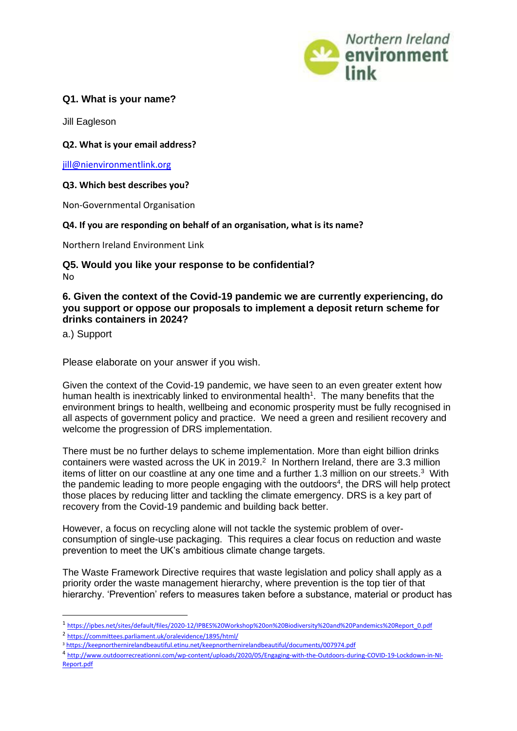**Q1. What is your name?**

Jill Eagleson

**Q2. What is your email address?**

jill@nienvironmentlink.org

**Q3. Which best describes you?**

Non-Governmental Organisation

**Q4. If you are responding on behalf of an organisation, what is its name?**

Northern Ireland Environment Link

**Q5. Would you like your response to be confidential?**

No

**6. Given the context of the Covid-19 pandemic we are currently experiencing, do you support or oppose our proposals to implement a deposit return scheme for drinks containers in 2024?**

a.) Support

Please elaborate on your answer if you wish.

Given the context of the Covid-19 pandemic, we have seen to an even greater extent how human health is inextricably linked to environmental health[1]. The many benefits that the environment brings to health, wellbeing and economic prosperity must be fully recognised in all aspects of government policy and practice. We need a green and resilient recovery and welcome the progression of DRS implementation.

There must be no further delays to scheme implementation. More than eight billion drinks containers were wasted across the UK in 2019.[2] In Northern Ireland, there are 3.3 million items of litter on our coastline at any one time and a further 1.3 million on our streets.[3] With the pandemic leading to more people engaging with the outdoors[4], the DRS will help protect those places by reducing litter and tackling the climate emergency. DRS is a key part of recovery from the Covid-19 pandemic and building back better.

However, a focus on recycling alone will not tackle the systemic problem of over-consumption of single-use packaging. This requires a clear focus on reduction and waste prevention to meet the UK's ambitious climate change targets.

The Waste Framework Directive requires that waste legislation and policy shall apply as a priority order the waste management hierarchy, where prevention is the top tier of that hierarchy. 'Prevention' refers to measures taken before a substance, material or product has

---

[1] https://ipbes.net/sites/default/files/2020-12/IPBES%20Workshop%20on%20Biodiversity%20and%20Pandemics%20Report_0.pdf

[2] https://committees.parliament.uk/oralevidence/1895/html/

[3] https://keepnorthernirelandbeautiful.etinu.net/keepnorthernirelandbeautiful/documents/007974.pdf

[4] http://www.outdoorrecreationni.com/wp-content/uploads/2020/05/Engaging-with-the-Outdoors-during-COVID-19-Lockdown-in-NI-Report.pdf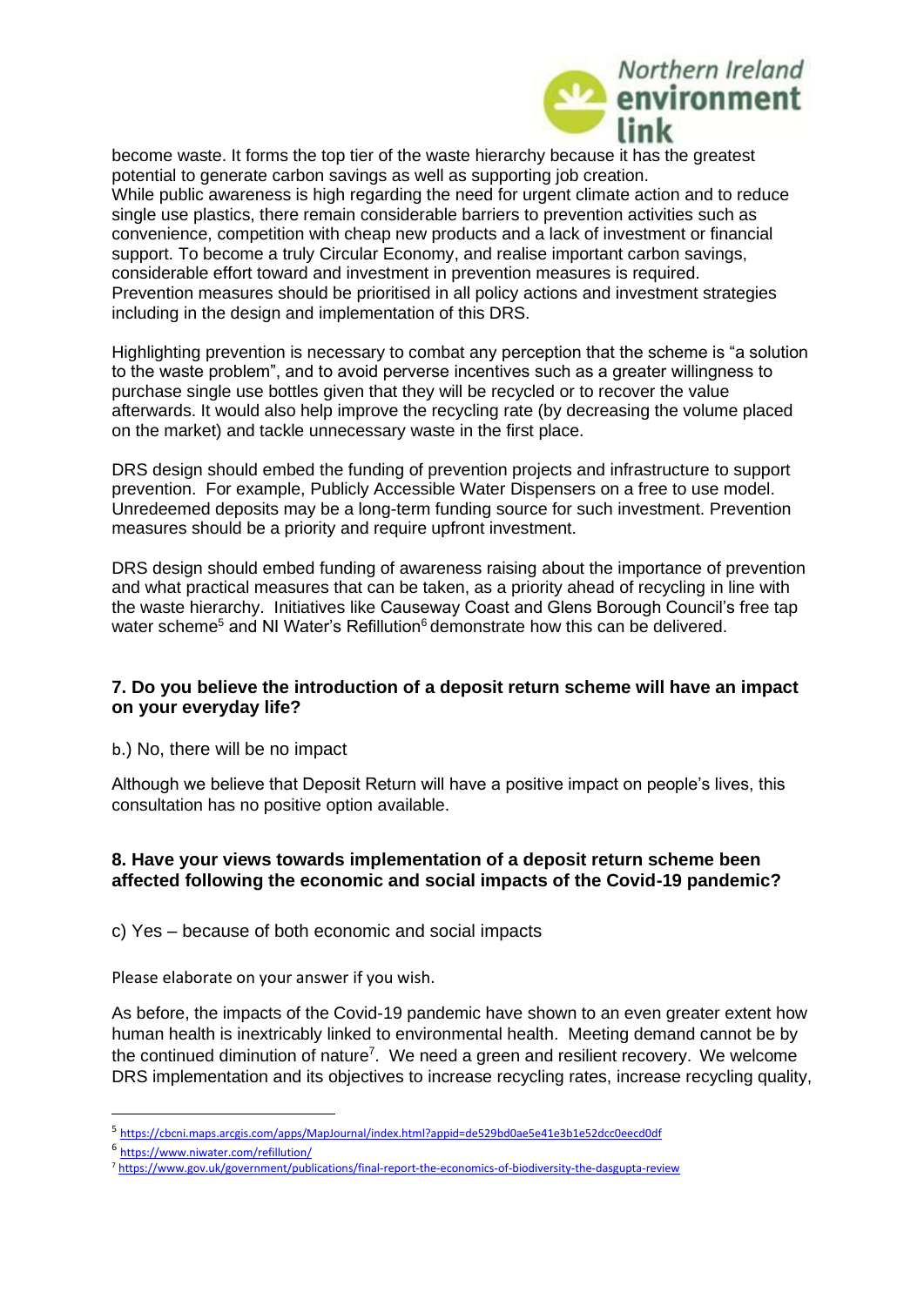become waste. It forms the top tier of the waste hierarchy because it has the greatest potential to generate carbon savings as well as supporting job creation.
While public awareness is high regarding the need for urgent climate action and to reduce single use plastics, there remain considerable barriers to prevention activities such as convenience, competition with cheap new products and a lack of investment or financial support. To become a truly Circular Economy, and realise important carbon savings, considerable effort toward and investment in prevention measures is required.
Prevention measures should be prioritised in all policy actions and investment strategies including in the design and implementation of this DRS.

Highlighting prevention is necessary to combat any perception that the scheme is "a solution to the waste problem", and to avoid perverse incentives such as a greater willingness to purchase single use bottles given that they will be recycled or to recover the value afterwards. It would also help improve the recycling rate (by decreasing the volume placed on the market) and tackle unnecessary waste in the first place.

DRS design should embed the funding of prevention projects and infrastructure to support prevention. For example, Publicly Accessible Water Dispensers on a free to use model. Unredeemed deposits may be a long-term funding source for such investment. Prevention measures should be a priority and require upfront investment.

DRS design should embed funding of awareness raising about the importance of prevention and what practical measures that can be taken, as a priority ahead of recycling in line with the waste hierarchy. Initiatives like Causeway Coast and Glens Borough Council's free tap water scheme[5] and NI Water's Refillution[6] demonstrate how this can be delivered.

**7. Do you believe the introduction of a deposit return scheme will have an impact on your everyday life?**

b.) No, there will be no impact

Although we believe that Deposit Return will have a positive impact on people's lives, this consultation has no positive option available.

**8. Have your views towards implementation of a deposit return scheme been affected following the economic and social impacts of the Covid-19 pandemic?**

c) Yes – because of both economic and social impacts

Please elaborate on your answer if you wish.

As before, the impacts of the Covid-19 pandemic have shown to an even greater extent how human health is inextricably linked to environmental health. Meeting demand cannot be by the continued diminution of nature[7]. We need a green and resilient recovery. We welcome DRS implementation and its objectives to increase recycling rates, increase recycling quality,

---

[5] https://cbcni.maps.arcgis.com/apps/MapJournal/index.html?appid=de529bd0ae5e41e3b1e52dcc0eecd0df

[6] https://www.niwater.com/refillution/

[7] https://www.gov.uk/government/publications/final-report-the-economics-of-biodiversity-the-dasgupta-review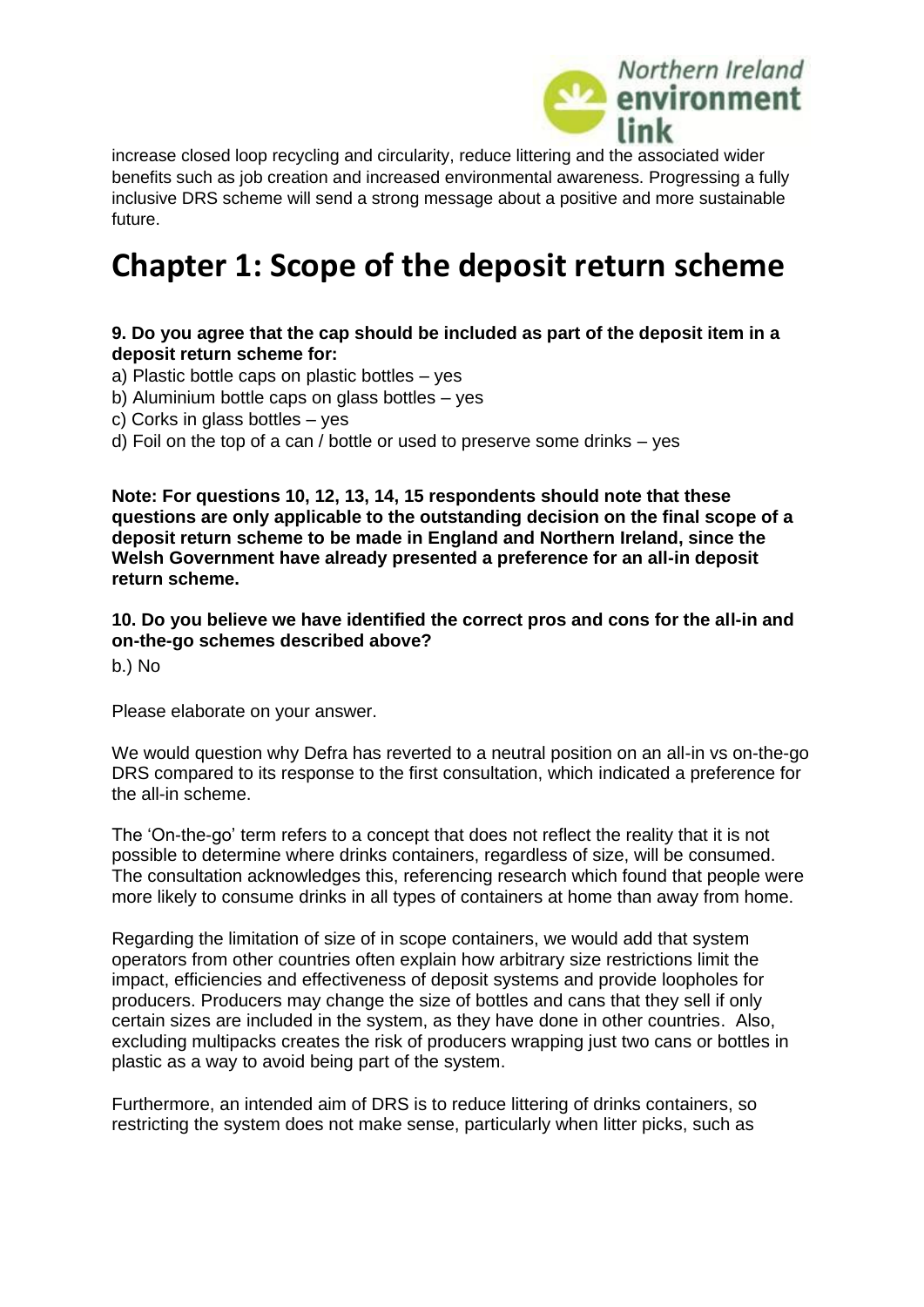increase closed loop recycling and circularity, reduce littering and the associated wider benefits such as job creation and increased environmental awareness. Progressing a fully inclusive DRS scheme will send a strong message about a positive and more sustainable future.

# Chapter 1: Scope of the deposit return scheme

**9. Do you agree that the cap should be included as part of the deposit item in a deposit return scheme for:**

a) Plastic bottle caps on plastic bottles – yes
b) Aluminium bottle caps on glass bottles – yes
c) Corks in glass bottles – yes
d) Foil on the top of a can / bottle or used to preserve some drinks – yes

**Note: For questions 10, 12, 13, 14, 15 respondents should note that these questions are only applicable to the outstanding decision on the final scope of a deposit return scheme to be made in England and Northern Ireland, since the Welsh Government have already presented a preference for an all-in deposit return scheme.**

**10. Do you believe we have identified the correct pros and cons for the all-in and on-the-go schemes described above?**

b.) No

Please elaborate on your answer.

We would question why Defra has reverted to a neutral position on an all-in vs on-the-go DRS compared to its response to the first consultation, which indicated a preference for the all-in scheme.

The 'On-the-go' term refers to a concept that does not reflect the reality that it is not possible to determine where drinks containers, regardless of size, will be consumed. The consultation acknowledges this, referencing research which found that people were more likely to consume drinks in all types of containers at home than away from home.

Regarding the limitation of size of in scope containers, we would add that system operators from other countries often explain how arbitrary size restrictions limit the impact, efficiencies and effectiveness of deposit systems and provide loopholes for producers. Producers may change the size of bottles and cans that they sell if only certain sizes are included in the system, as they have done in other countries. Also, excluding multipacks creates the risk of producers wrapping just two cans or bottles in plastic as a way to avoid being part of the system.

Furthermore, an intended aim of DRS is to reduce littering of drinks containers, so restricting the system does not make sense, particularly when litter picks, such as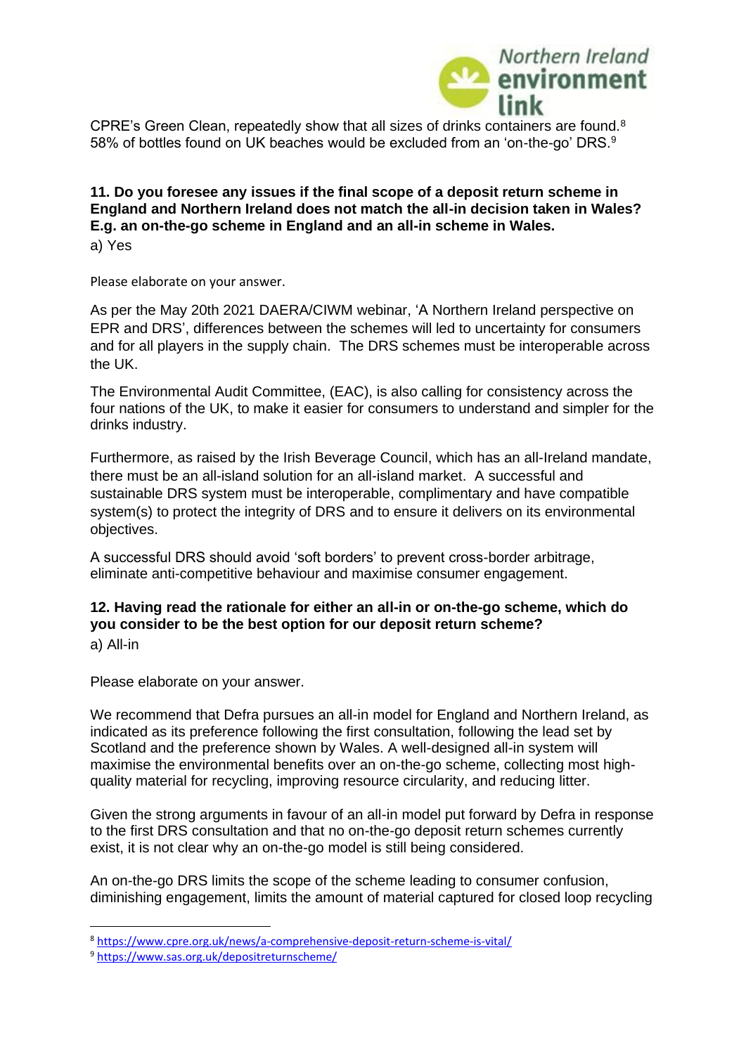CPRE's Green Clean, repeatedly show that all sizes of drinks containers are found.[8] 58% of bottles found on UK beaches would be excluded from an 'on-the-go' DRS.[9]

**11. Do you foresee any issues if the final scope of a deposit return scheme in England and Northern Ireland does not match the all-in decision taken in Wales? E.g. an on-the-go scheme in England and an all-in scheme in Wales.**

a) Yes

Please elaborate on your answer.

As per the May 20th 2021 DAERA/CIWM webinar, 'A Northern Ireland perspective on EPR and DRS', differences between the schemes will led to uncertainty for consumers and for all players in the supply chain. The DRS schemes must be interoperable across the UK.

The Environmental Audit Committee, (EAC), is also calling for consistency across the four nations of the UK, to make it easier for consumers to understand and simpler for the drinks industry.

Furthermore, as raised by the Irish Beverage Council, which has an all-Ireland mandate, there must be an all-island solution for an all-island market. A successful and sustainable DRS system must be interoperable, complimentary and have compatible system(s) to protect the integrity of DRS and to ensure it delivers on its environmental objectives.

A successful DRS should avoid 'soft borders' to prevent cross-border arbitrage, eliminate anti-competitive behaviour and maximise consumer engagement.

**12. Having read the rationale for either an all-in or on-the-go scheme, which do you consider to be the best option for our deposit return scheme?**

a) All-in

Please elaborate on your answer.

We recommend that Defra pursues an all-in model for England and Northern Ireland, as indicated as its preference following the first consultation, following the lead set by Scotland and the preference shown by Wales. A well-designed all-in system will maximise the environmental benefits over an on-the-go scheme, collecting most high-quality material for recycling, improving resource circularity, and reducing litter.

Given the strong arguments in favour of an all-in model put forward by Defra in response to the first DRS consultation and that no on-the-go deposit return schemes currently exist, it is not clear why an on-the-go model is still being considered.

An on-the-go DRS limits the scope of the scheme leading to consumer confusion, diminishing engagement, limits the amount of material captured for closed loop recycling

[8] https://www.cpre.org.uk/news/a-comprehensive-deposit-return-scheme-is-vital/

[9] https://www.sas.org.uk/depositreturnscheme/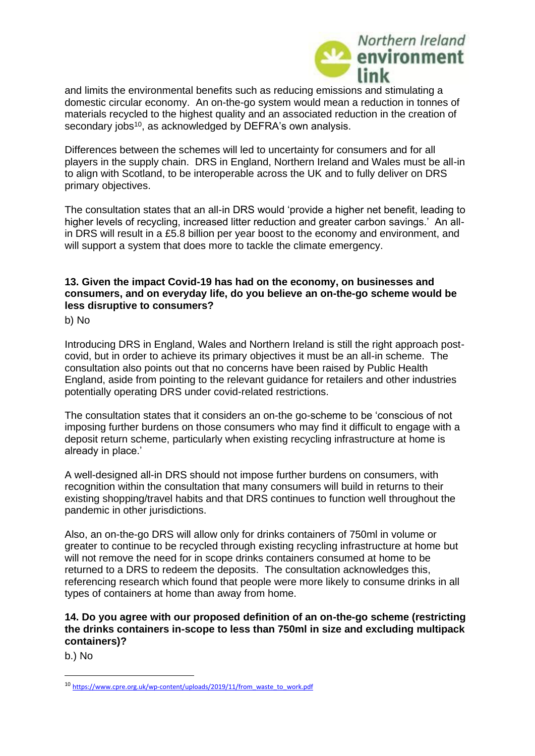and limits the environmental benefits such as reducing emissions and stimulating a domestic circular economy. An on-the-go system would mean a reduction in tonnes of materials recycled to the highest quality and an associated reduction in the creation of secondary jobs[10], as acknowledged by DEFRA's own analysis.

Differences between the schemes will led to uncertainty for consumers and for all players in the supply chain. DRS in England, Northern Ireland and Wales must be all-in to align with Scotland, to be interoperable across the UK and to fully deliver on DRS primary objectives.

The consultation states that an all-in DRS would 'provide a higher net benefit, leading to higher levels of recycling, increased litter reduction and greater carbon savings.' An all-in DRS will result in a £5.8 billion per year boost to the economy and environment, and will support a system that does more to tackle the climate emergency.

**13. Given the impact Covid-19 has had on the economy, on businesses and consumers, and on everyday life, do you believe an on-the-go scheme would be less disruptive to consumers?**

b) No

Introducing DRS in England, Wales and Northern Ireland is still the right approach post-covid, but in order to achieve its primary objectives it must be an all-in scheme. The consultation also points out that no concerns have been raised by Public Health England, aside from pointing to the relevant guidance for retailers and other industries potentially operating DRS under covid-related restrictions.

The consultation states that it considers an on-the go-scheme to be 'conscious of not imposing further burdens on those consumers who may find it difficult to engage with a deposit return scheme, particularly when existing recycling infrastructure at home is already in place.'

A well-designed all-in DRS should not impose further burdens on consumers, with recognition within the consultation that many consumers will build in returns to their existing shopping/travel habits and that DRS continues to function well throughout the pandemic in other jurisdictions.

Also, an on-the-go DRS will allow only for drinks containers of 750ml in volume or greater to continue to be recycled through existing recycling infrastructure at home but will not remove the need for in scope drinks containers consumed at home to be returned to a DRS to redeem the deposits. The consultation acknowledges this, referencing research which found that people were more likely to consume drinks in all types of containers at home than away from home.

**14. Do you agree with our proposed definition of an on-the-go scheme (restricting the drinks containers in-scope to less than 750ml in size and excluding multipack containers)?**

b.) No

---

[10] https://www.cpre.org.uk/wp-content/uploads/2019/11/from_waste_to_work.pdf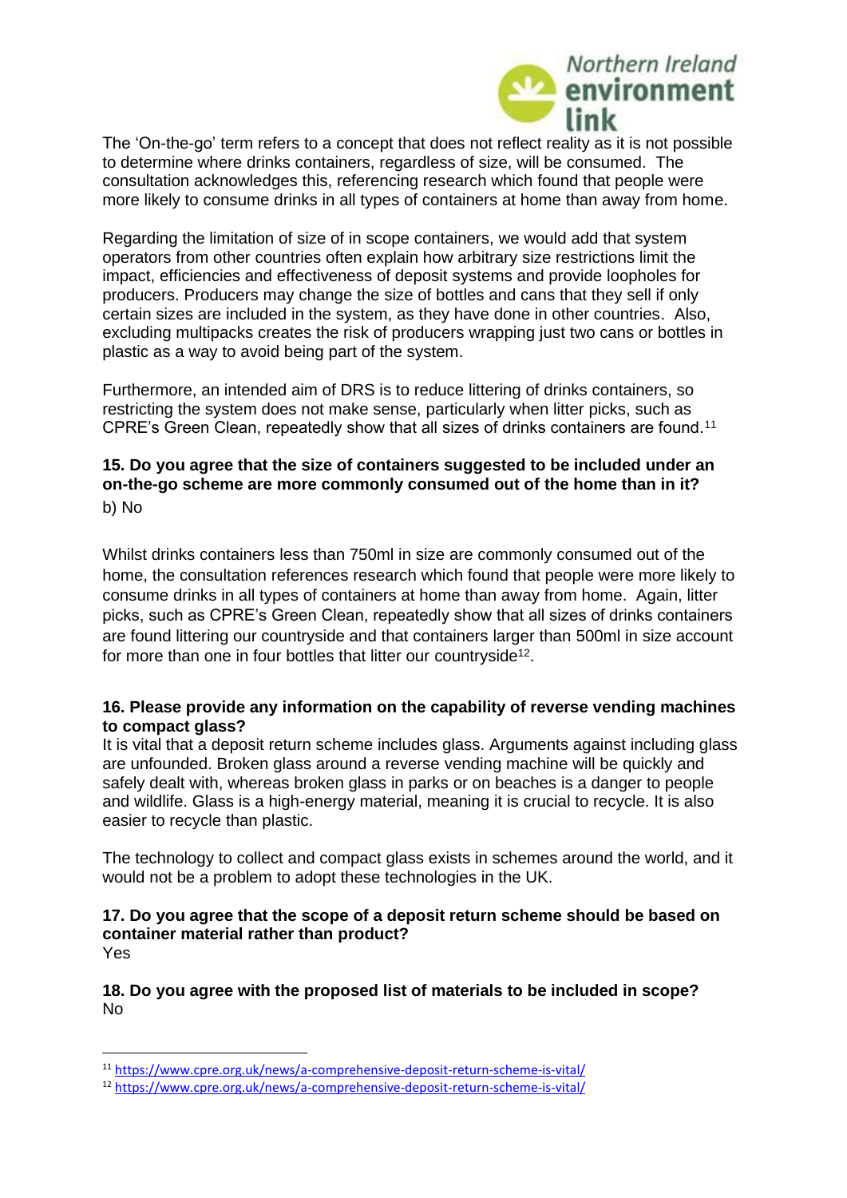The 'On-the-go' term refers to a concept that does not reflect reality as it is not possible to determine where drinks containers, regardless of size, will be consumed. The consultation acknowledges this, referencing research which found that people were more likely to consume drinks in all types of containers at home than away from home.

Regarding the limitation of size of in scope containers, we would add that system operators from other countries often explain how arbitrary size restrictions limit the impact, efficiencies and effectiveness of deposit systems and provide loopholes for producers. Producers may change the size of bottles and cans that they sell if only certain sizes are included in the system, as they have done in other countries. Also, excluding multipacks creates the risk of producers wrapping just two cans or bottles in plastic as a way to avoid being part of the system.

Furthermore, an intended aim of DRS is to reduce littering of drinks containers, so restricting the system does not make sense, particularly when litter picks, such as CPRE's Green Clean, repeatedly show that all sizes of drinks containers are found.[11]

**15. Do you agree that the size of containers suggested to be included under an on-the-go scheme are more commonly consumed out of the home than in it?**

b) No

Whilst drinks containers less than 750ml in size are commonly consumed out of the home, the consultation references research which found that people were more likely to consume drinks in all types of containers at home than away from home. Again, litter picks, such as CPRE's Green Clean, repeatedly show that all sizes of drinks containers are found littering our countryside and that containers larger than 500ml in size account for more than one in four bottles that litter our countryside[12].

**16. Please provide any information on the capability of reverse vending machines to compact glass?**

It is vital that a deposit return scheme includes glass. Arguments against including glass are unfounded. Broken glass around a reverse vending machine will be quickly and safely dealt with, whereas broken glass in parks or on beaches is a danger to people and wildlife. Glass is a high-energy material, meaning it is crucial to recycle. It is also easier to recycle than plastic.

The technology to collect and compact glass exists in schemes around the world, and it would not be a problem to adopt these technologies in the UK.

**17. Do you agree that the scope of a deposit return scheme should be based on container material rather than product?**

Yes

**18. Do you agree with the proposed list of materials to be included in scope?**

No

---

[11] https://www.cpre.org.uk/news/a-comprehensive-deposit-return-scheme-is-vital/

[12] https://www.cpre.org.uk/news/a-comprehensive-deposit-return-scheme-is-vital/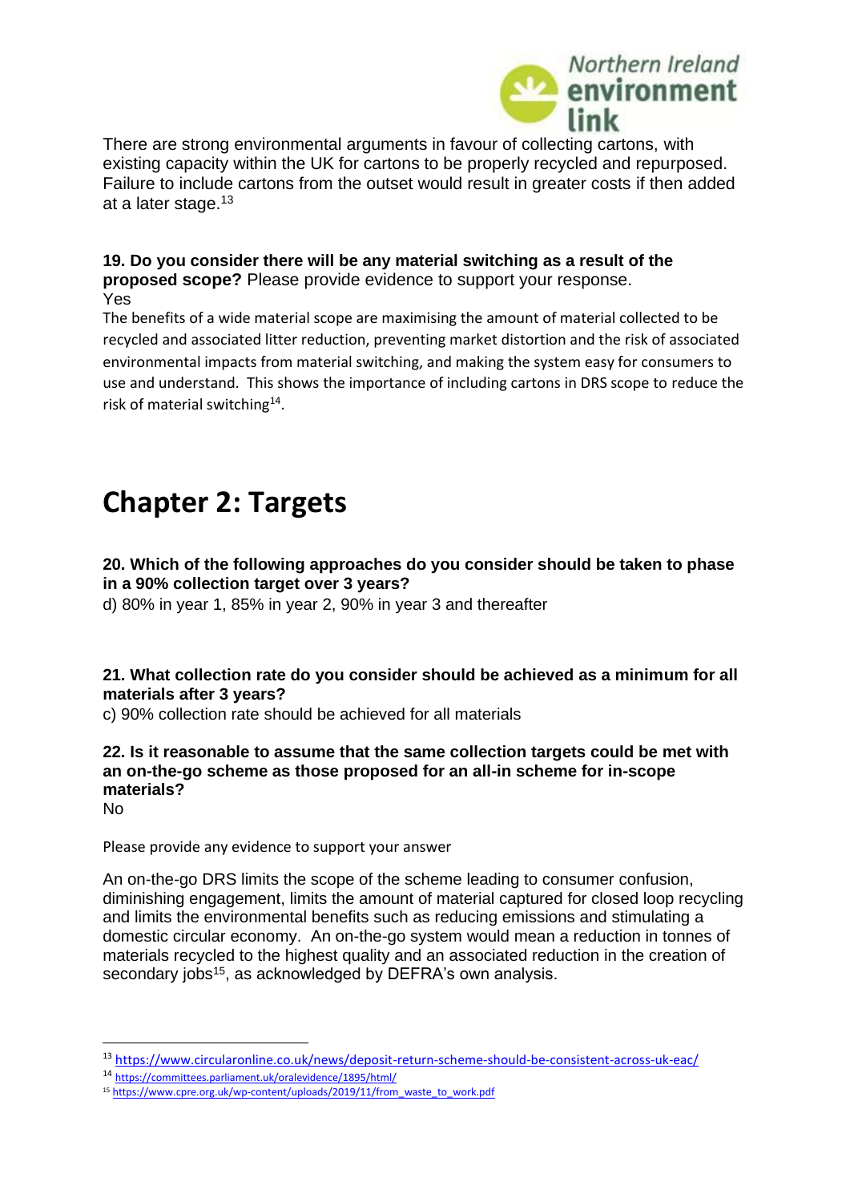There are strong environmental arguments in favour of collecting cartons, with existing capacity within the UK for cartons to be properly recycled and repurposed. Failure to include cartons from the outset would result in greater costs if then added at a later stage.[13]

**19. Do you consider there will be any material switching as a result of the proposed scope?** Please provide evidence to support your response.
Yes

The benefits of a wide material scope are maximising the amount of material collected to be recycled and associated litter reduction, preventing market distortion and the risk of associated environmental impacts from material switching, and making the system easy for consumers to use and understand. This shows the importance of including cartons in DRS scope to reduce the risk of material switching[14].

# Chapter 2: Targets

**20. Which of the following approaches do you consider should be taken to phase in a 90% collection target over 3 years?**

d) 80% in year 1, 85% in year 2, 90% in year 3 and thereafter

**21. What collection rate do you consider should be achieved as a minimum for all materials after 3 years?**

c) 90% collection rate should be achieved for all materials

**22. Is it reasonable to assume that the same collection targets could be met with an on-the-go scheme as those proposed for an all-in scheme for in-scope materials?**

No

Please provide any evidence to support your answer

An on-the-go DRS limits the scope of the scheme leading to consumer confusion, diminishing engagement, limits the amount of material captured for closed loop recycling and limits the environmental benefits such as reducing emissions and stimulating a domestic circular economy. An on-the-go system would mean a reduction in tonnes of materials recycled to the highest quality and an associated reduction in the creation of secondary jobs[15], as acknowledged by DEFRA's own analysis.

---

[13] https://www.circularonline.co.uk/news/deposit-return-scheme-should-be-consistent-across-uk-eac/

[14] https://committees.parliament.uk/oralevidence/1895/html/

[15] https://www.cpre.org.uk/wp-content/uploads/2019/11/from_waste_to_work.pdf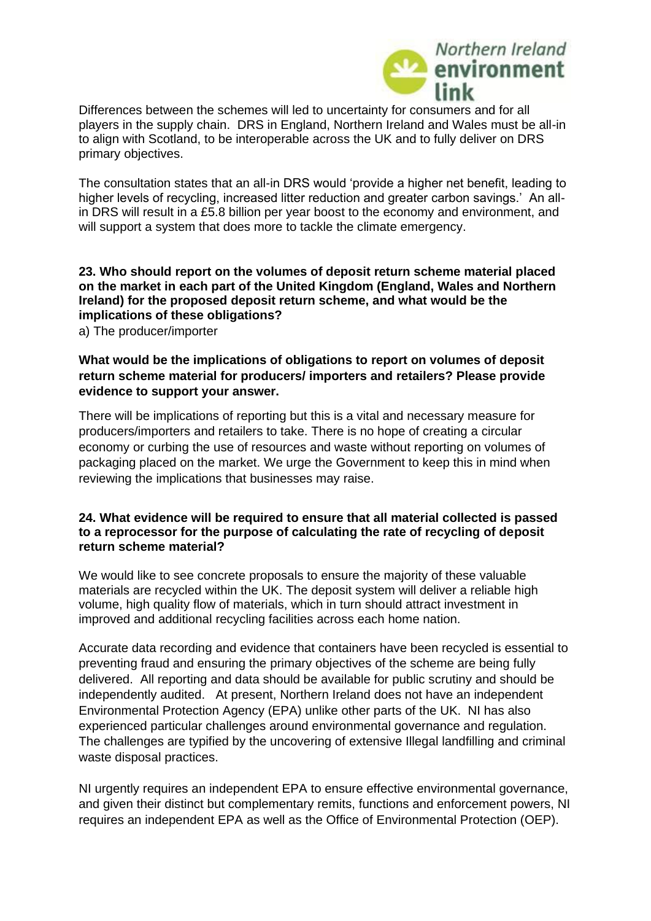Differences between the schemes will led to uncertainty for consumers and for all players in the supply chain. DRS in England, Northern Ireland and Wales must be all-in to align with Scotland, to be interoperable across the UK and to fully deliver on DRS primary objectives.

The consultation states that an all-in DRS would 'provide a higher net benefit, leading to higher levels of recycling, increased litter reduction and greater carbon savings.' An all-in DRS will result in a £5.8 billion per year boost to the economy and environment, and will support a system that does more to tackle the climate emergency.

**23. Who should report on the volumes of deposit return scheme material placed on the market in each part of the United Kingdom (England, Wales and Northern Ireland) for the proposed deposit return scheme, and what would be the implications of these obligations?**

a) The producer/importer

**What would be the implications of obligations to report on volumes of deposit return scheme material for producers/ importers and retailers? Please provide evidence to support your answer.**

There will be implications of reporting but this is a vital and necessary measure for producers/importers and retailers to take. There is no hope of creating a circular economy or curbing the use of resources and waste without reporting on volumes of packaging placed on the market. We urge the Government to keep this in mind when reviewing the implications that businesses may raise.

**24. What evidence will be required to ensure that all material collected is passed to a reprocessor for the purpose of calculating the rate of recycling of deposit return scheme material?**

We would like to see concrete proposals to ensure the majority of these valuable materials are recycled within the UK. The deposit system will deliver a reliable high volume, high quality flow of materials, which in turn should attract investment in improved and additional recycling facilities across each home nation.

Accurate data recording and evidence that containers have been recycled is essential to preventing fraud and ensuring the primary objectives of the scheme are being fully delivered. All reporting and data should be available for public scrutiny and should be independently audited. At present, Northern Ireland does not have an independent Environmental Protection Agency (EPA) unlike other parts of the UK. NI has also experienced particular challenges around environmental governance and regulation. The challenges are typified by the uncovering of extensive Illegal landfilling and criminal waste disposal practices.

NI urgently requires an independent EPA to ensure effective environmental governance, and given their distinct but complementary remits, functions and enforcement powers, NI requires an independent EPA as well as the Office of Environmental Protection (OEP).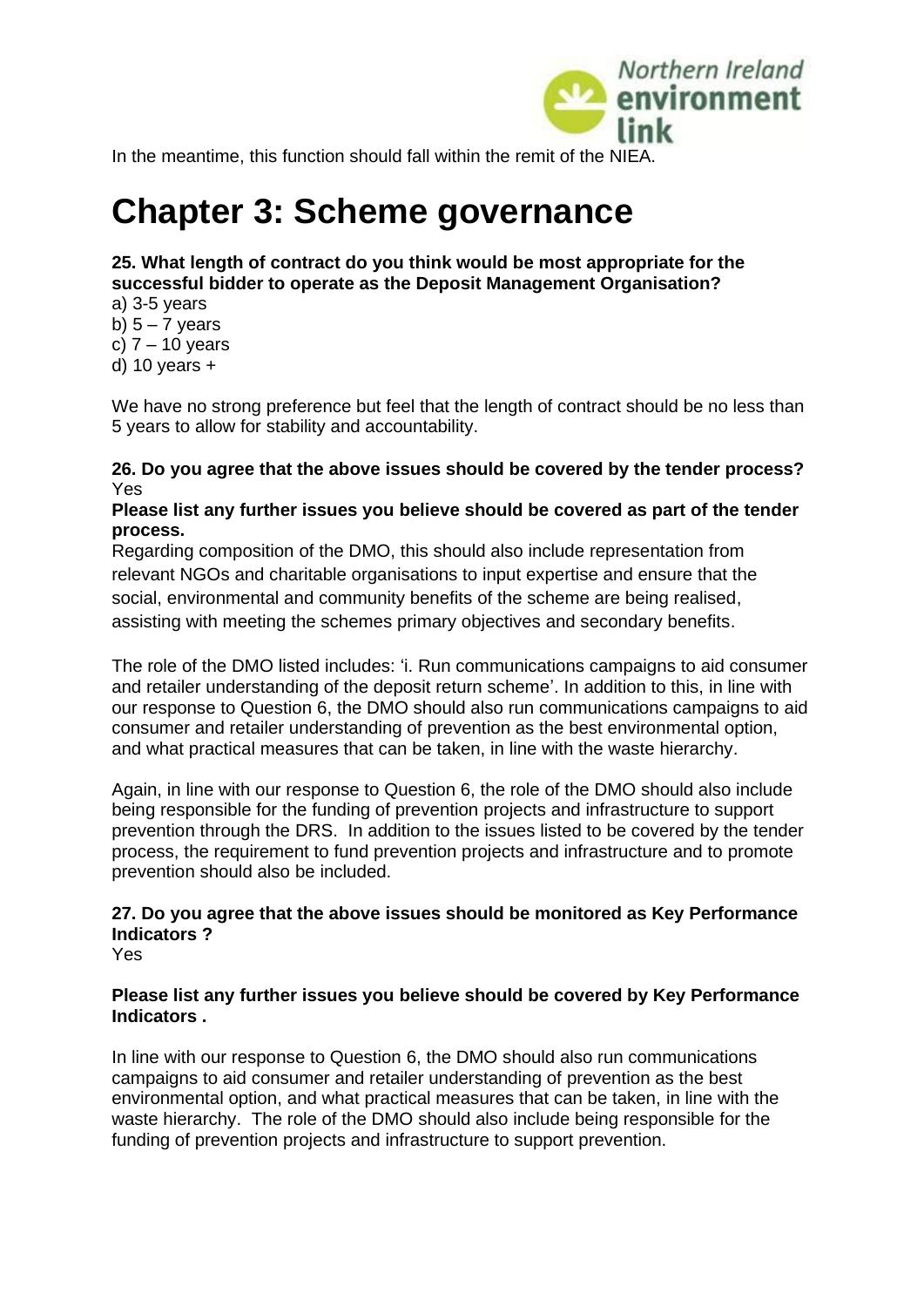In the meantime, this function should fall within the remit of the NIEA.

# Chapter 3: Scheme governance

**25. What length of contract do you think would be most appropriate for the successful bidder to operate as the Deposit Management Organisation?**

a) 3-5 years
b) 5 – 7 years
c) 7 – 10 years
d) 10 years +

We have no strong preference but feel that the length of contract should be no less than 5 years to allow for stability and accountability.

**26. Do you agree that the above issues should be covered by the tender process?**
Yes

**Please list any further issues you believe should be covered as part of the tender process.**

Regarding composition of the DMO, this should also include representation from relevant NGOs and charitable organisations to input expertise and ensure that the social, environmental and community benefits of the scheme are being realised, assisting with meeting the schemes primary objectives and secondary benefits.

The role of the DMO listed includes: 'i. Run communications campaigns to aid consumer and retailer understanding of the deposit return scheme'. In addition to this, in line with our response to Question 6, the DMO should also run communications campaigns to aid consumer and retailer understanding of prevention as the best environmental option, and what practical measures that can be taken, in line with the waste hierarchy.

Again, in line with our response to Question 6, the role of the DMO should also include being responsible for the funding of prevention projects and infrastructure to support prevention through the DRS. In addition to the issues listed to be covered by the tender process, the requirement to fund prevention projects and infrastructure and to promote prevention should also be included.

**27. Do you agree that the above issues should be monitored as Key Performance Indicators ?**
Yes

**Please list any further issues you believe should be covered by Key Performance Indicators .**

In line with our response to Question 6, the DMO should also run communications campaigns to aid consumer and retailer understanding of prevention as the best environmental option, and what practical measures that can be taken, in line with the waste hierarchy. The role of the DMO should also include being responsible for the funding of prevention projects and infrastructure to support prevention.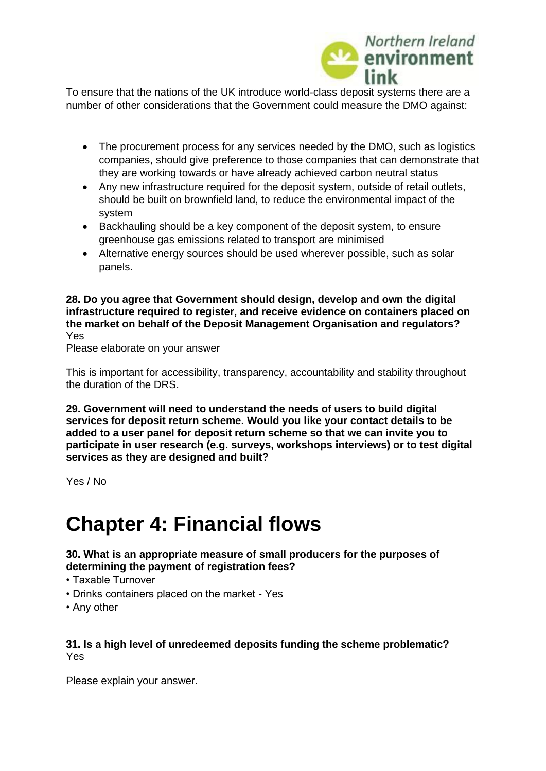To ensure that the nations of the UK introduce world-class deposit systems there are a number of other considerations that the Government could measure the DMO against:

- The procurement process for any services needed by the DMO, such as logistics companies, should give preference to those companies that can demonstrate that they are working towards or have already achieved carbon neutral status
- Any new infrastructure required for the deposit system, outside of retail outlets, should be built on brownfield land, to reduce the environmental impact of the system
- Backhauling should be a key component of the deposit system, to ensure greenhouse gas emissions related to transport are minimised
- Alternative energy sources should be used wherever possible, such as solar panels.

**28. Do you agree that Government should design, develop and own the digital infrastructure required to register, and receive evidence on containers placed on the market on behalf of the Deposit Management Organisation and regulators?**
Yes

Please elaborate on your answer

This is important for accessibility, transparency, accountability and stability throughout the duration of the DRS.

**29. Government will need to understand the needs of users to build digital services for deposit return scheme. Would you like your contact details to be added to a user panel for deposit return scheme so that we can invite you to participate in user research (e.g. surveys, workshops interviews) or to test digital services as they are designed and built?**

Yes / No

# Chapter 4: Financial flows

**30. What is an appropriate measure of small producers for the purposes of determining the payment of registration fees?**

- Taxable Turnover
- Drinks containers placed on the market - Yes
- Any other

**31. Is a high level of unredeemed deposits funding the scheme problematic?**
Yes

Please explain your answer.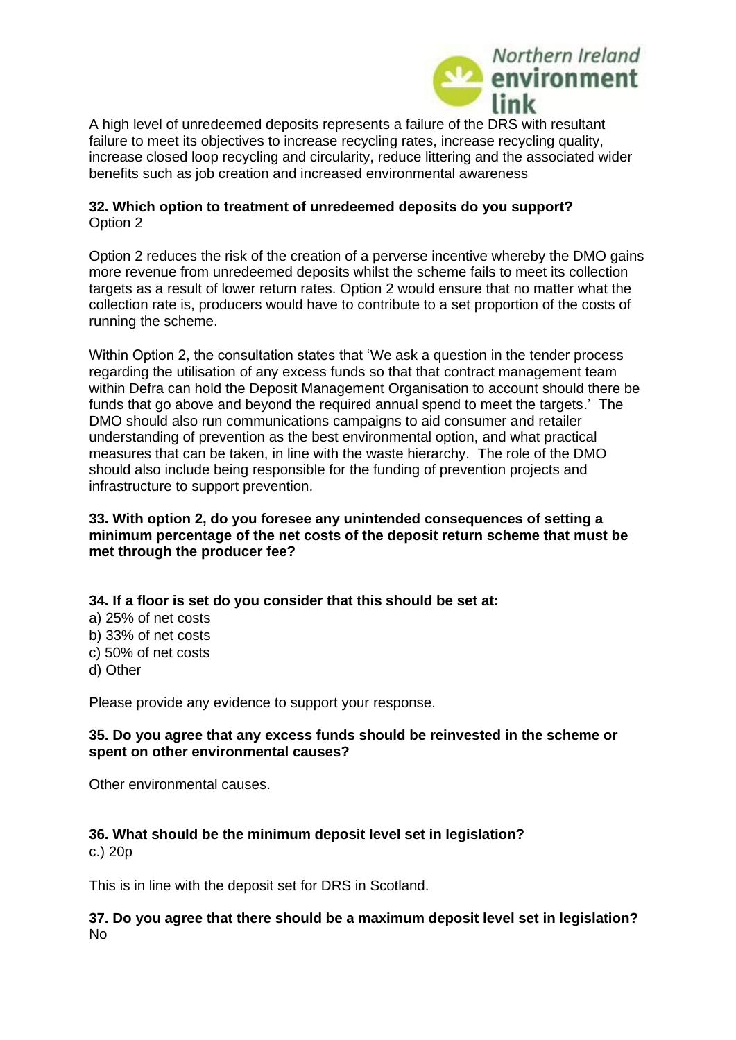A high level of unredeemed deposits represents a failure of the DRS with resultant failure to meet its objectives to increase recycling rates, increase recycling quality, increase closed loop recycling and circularity, reduce littering and the associated wider benefits such as job creation and increased environmental awareness

**32. Which option to treatment of unredeemed deposits do you support?**
Option 2

Option 2 reduces the risk of the creation of a perverse incentive whereby the DMO gains more revenue from unredeemed deposits whilst the scheme fails to meet its collection targets as a result of lower return rates. Option 2 would ensure that no matter what the collection rate is, producers would have to contribute to a set proportion of the costs of running the scheme.

Within Option 2, the consultation states that 'We ask a question in the tender process regarding the utilisation of any excess funds so that that contract management team within Defra can hold the Deposit Management Organisation to account should there be funds that go above and beyond the required annual spend to meet the targets.' The DMO should also run communications campaigns to aid consumer and retailer understanding of prevention as the best environmental option, and what practical measures that can be taken, in line with the waste hierarchy. The role of the DMO should also include being responsible for the funding of prevention projects and infrastructure to support prevention.

**33. With option 2, do you foresee any unintended consequences of setting a minimum percentage of the net costs of the deposit return scheme that must be met through the producer fee?**

**34. If a floor is set do you consider that this should be set at:**
a) 25% of net costs
b) 33% of net costs
c) 50% of net costs
d) Other

Please provide any evidence to support your response.

**35. Do you agree that any excess funds should be reinvested in the scheme or spent on other environmental causes?**

Other environmental causes.

**36. What should be the minimum deposit level set in legislation?**
c.) 20p

This is in line with the deposit set for DRS in Scotland.

**37. Do you agree that there should be a maximum deposit level set in legislation?**
No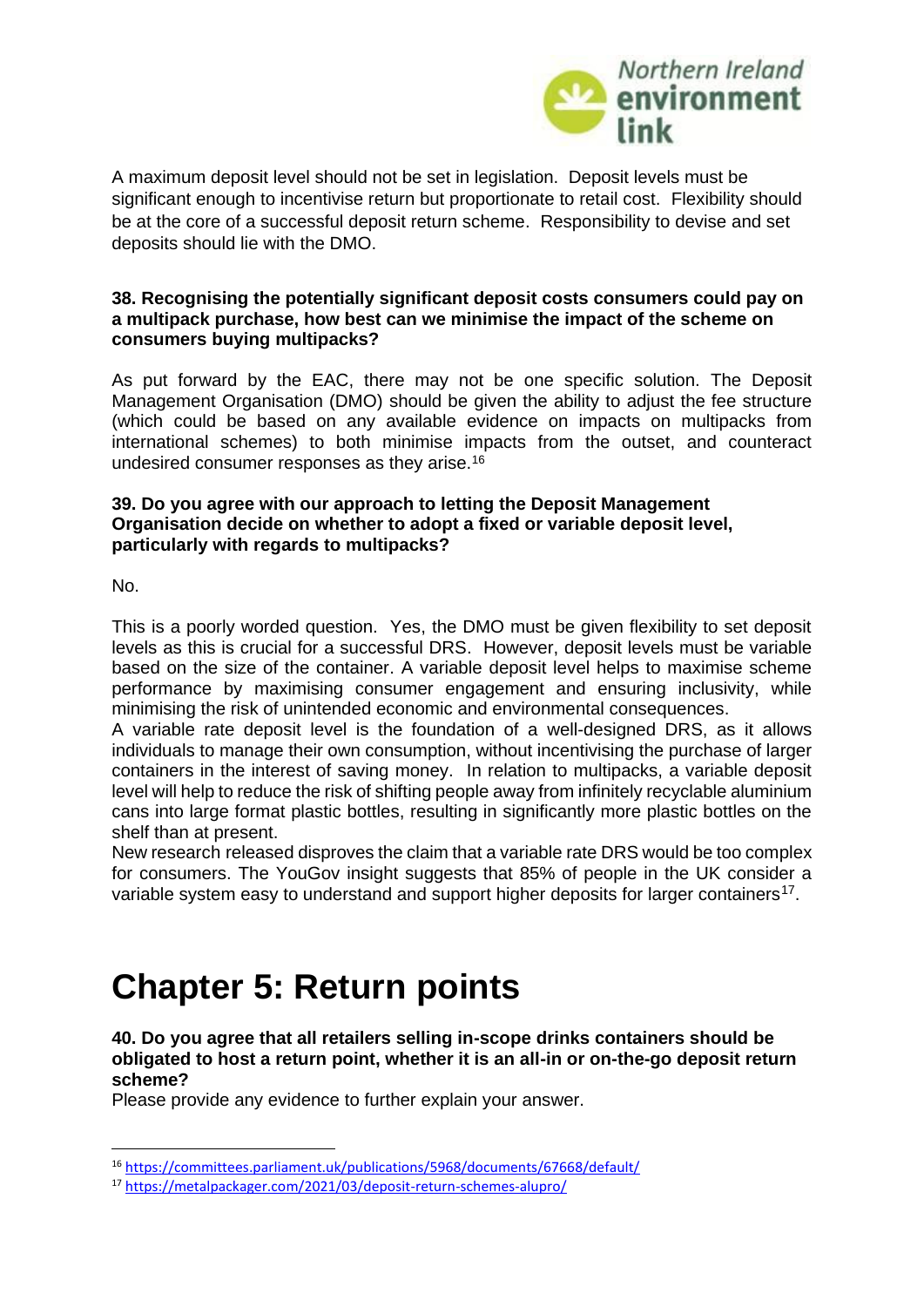A maximum deposit level should not be set in legislation. Deposit levels must be significant enough to incentivise return but proportionate to retail cost. Flexibility should be at the core of a successful deposit return scheme. Responsibility to devise and set deposits should lie with the DMO.

**38. Recognising the potentially significant deposit costs consumers could pay on a multipack purchase, how best can we minimise the impact of the scheme on consumers buying multipacks?**

As put forward by the EAC, there may not be one specific solution. The Deposit Management Organisation (DMO) should be given the ability to adjust the fee structure (which could be based on any available evidence on impacts on multipacks from international schemes) to both minimise impacts from the outset, and counteract undesired consumer responses as they arise.[16]

**39. Do you agree with our approach to letting the Deposit Management Organisation decide on whether to adopt a fixed or variable deposit level, particularly with regards to multipacks?**

No.

This is a poorly worded question. Yes, the DMO must be given flexibility to set deposit levels as this is crucial for a successful DRS. However, deposit levels must be variable based on the size of the container. A variable deposit level helps to maximise scheme performance by maximising consumer engagement and ensuring inclusivity, while minimising the risk of unintended economic and environmental consequences.
A variable rate deposit level is the foundation of a well-designed DRS, as it allows individuals to manage their own consumption, without incentivising the purchase of larger containers in the interest of saving money. In relation to multipacks, a variable deposit level will help to reduce the risk of shifting people away from infinitely recyclable aluminium cans into large format plastic bottles, resulting in significantly more plastic bottles on the shelf than at present.
New research released disproves the claim that a variable rate DRS would be too complex for consumers. The YouGov insight suggests that 85% of people in the UK consider a variable system easy to understand and support higher deposits for larger containers[17].

# Chapter 5: Return points

**40. Do you agree that all retailers selling in-scope drinks containers should be obligated to host a return point, whether it is an all-in or on-the-go deposit return scheme?**

Please provide any evidence to further explain your answer.

[16] https://committees.parliament.uk/publications/5968/documents/67668/default/

[17] https://metalpackager.com/2021/03/deposit-return-schemes-alupro/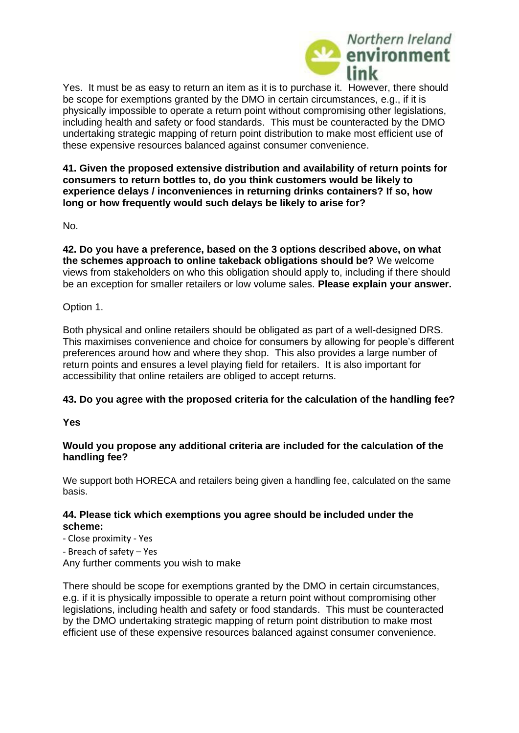Yes. It must be as easy to return an item as it is to purchase it. However, there should be scope for exemptions granted by the DMO in certain circumstances, e.g., if it is physically impossible to operate a return point without compromising other legislations, including health and safety or food standards. This must be counteracted by the DMO undertaking strategic mapping of return point distribution to make most efficient use of these expensive resources balanced against consumer convenience.

**41. Given the proposed extensive distribution and availability of return points for consumers to return bottles to, do you think customers would be likely to experience delays / inconveniences in returning drinks containers? If so, how long or how frequently would such delays be likely to arise for?**

No.

**42. Do you have a preference, based on the 3 options described above, on what the schemes approach to online takeback obligations should be?** We welcome views from stakeholders on who this obligation should apply to, including if there should be an exception for smaller retailers or low volume sales. **Please explain your answer.**

Option 1.

Both physical and online retailers should be obligated as part of a well-designed DRS. This maximises convenience and choice for consumers by allowing for people's different preferences around how and where they shop. This also provides a large number of return points and ensures a level playing field for retailers. It is also important for accessibility that online retailers are obliged to accept returns.

**43. Do you agree with the proposed criteria for the calculation of the handling fee?**

**Yes**

**Would you propose any additional criteria are included for the calculation of the handling fee?**

We support both HORECA and retailers being given a handling fee, calculated on the same basis.

**44. Please tick which exemptions you agree should be included under the scheme:**

- Close proximity - Yes
- Breach of safety – Yes

Any further comments you wish to make

There should be scope for exemptions granted by the DMO in certain circumstances, e.g. if it is physically impossible to operate a return point without compromising other legislations, including health and safety or food standards. This must be counteracted by the DMO undertaking strategic mapping of return point distribution to make most efficient use of these expensive resources balanced against consumer convenience.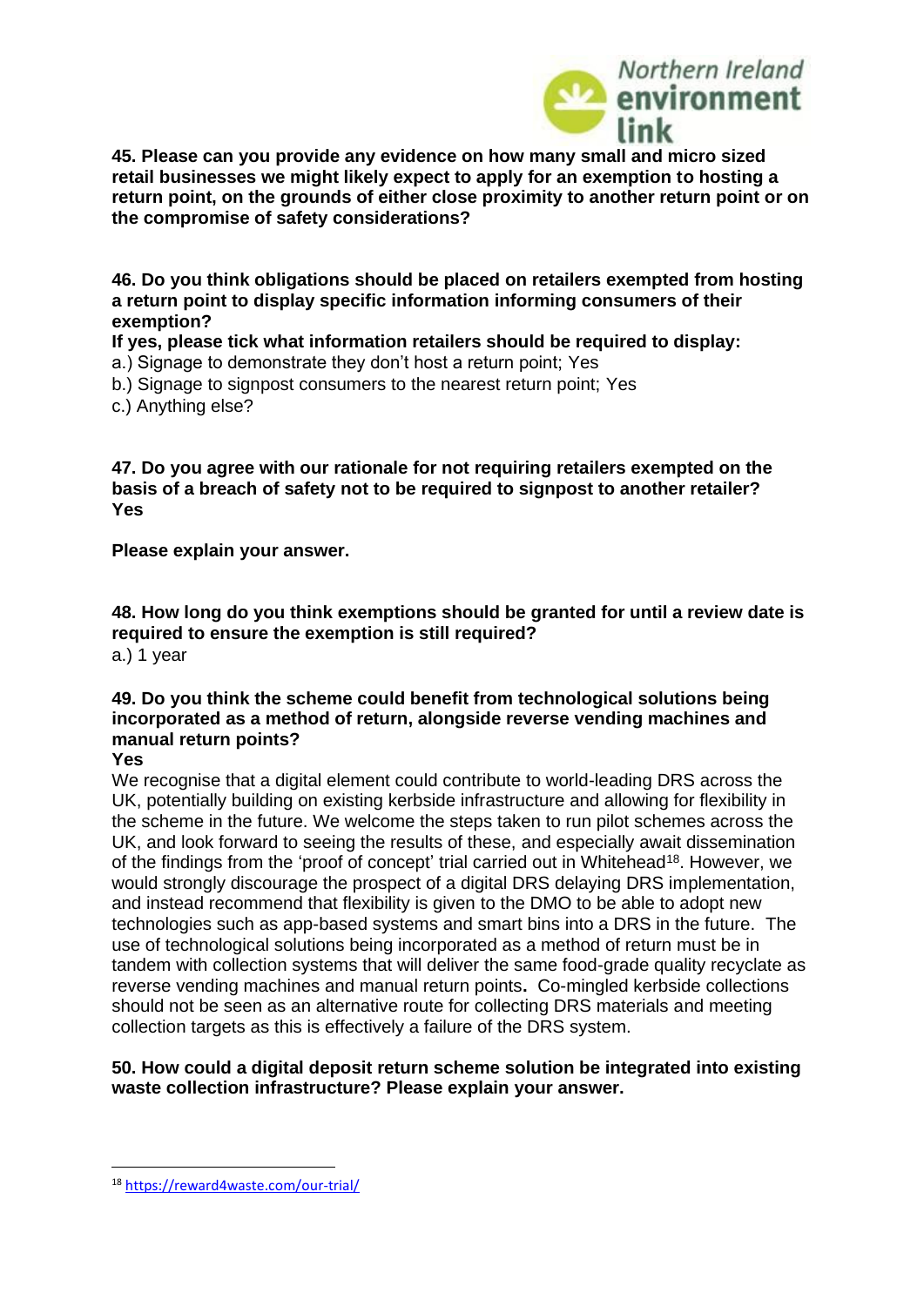**45. Please can you provide any evidence on how many small and micro sized retail businesses we might likely expect to apply for an exemption to hosting a return point, on the grounds of either close proximity to another return point or on the compromise of safety considerations?**

**46. Do you think obligations should be placed on retailers exempted from hosting a return point to display specific information informing consumers of their exemption?**

**If yes, please tick what information retailers should be required to display:**

a.) Signage to demonstrate they don't host a return point; Yes

b.) Signage to signpost consumers to the nearest return point; Yes

c.) Anything else?

**47. Do you agree with our rationale for not requiring retailers exempted on the basis of a breach of safety not to be required to signpost to another retailer?**
**Yes**

**Please explain your answer.**

**48. How long do you think exemptions should be granted for until a review date is required to ensure the exemption is still required?**

a.) 1 year

**49. Do you think the scheme could benefit from technological solutions being incorporated as a method of return, alongside reverse vending machines and manual return points?**
**Yes**

We recognise that a digital element could contribute to world-leading DRS across the UK, potentially building on existing kerbside infrastructure and allowing for flexibility in the scheme in the future. We welcome the steps taken to run pilot schemes across the UK, and look forward to seeing the results of these, and especially await dissemination of the findings from the 'proof of concept' trial carried out in Whitehead[18]. However, we would strongly discourage the prospect of a digital DRS delaying DRS implementation, and instead recommend that flexibility is given to the DMO to be able to adopt new technologies such as app-based systems and smart bins into a DRS in the future. The use of technological solutions being incorporated as a method of return must be in tandem with collection systems that will deliver the same food-grade quality recyclate as reverse vending machines and manual return points**.** Co-mingled kerbside collections should not be seen as an alternative route for collecting DRS materials and meeting collection targets as this is effectively a failure of the DRS system.

**50. How could a digital deposit return scheme solution be integrated into existing waste collection infrastructure? Please explain your answer.**

---

[18] https://reward4waste.com/our-trial/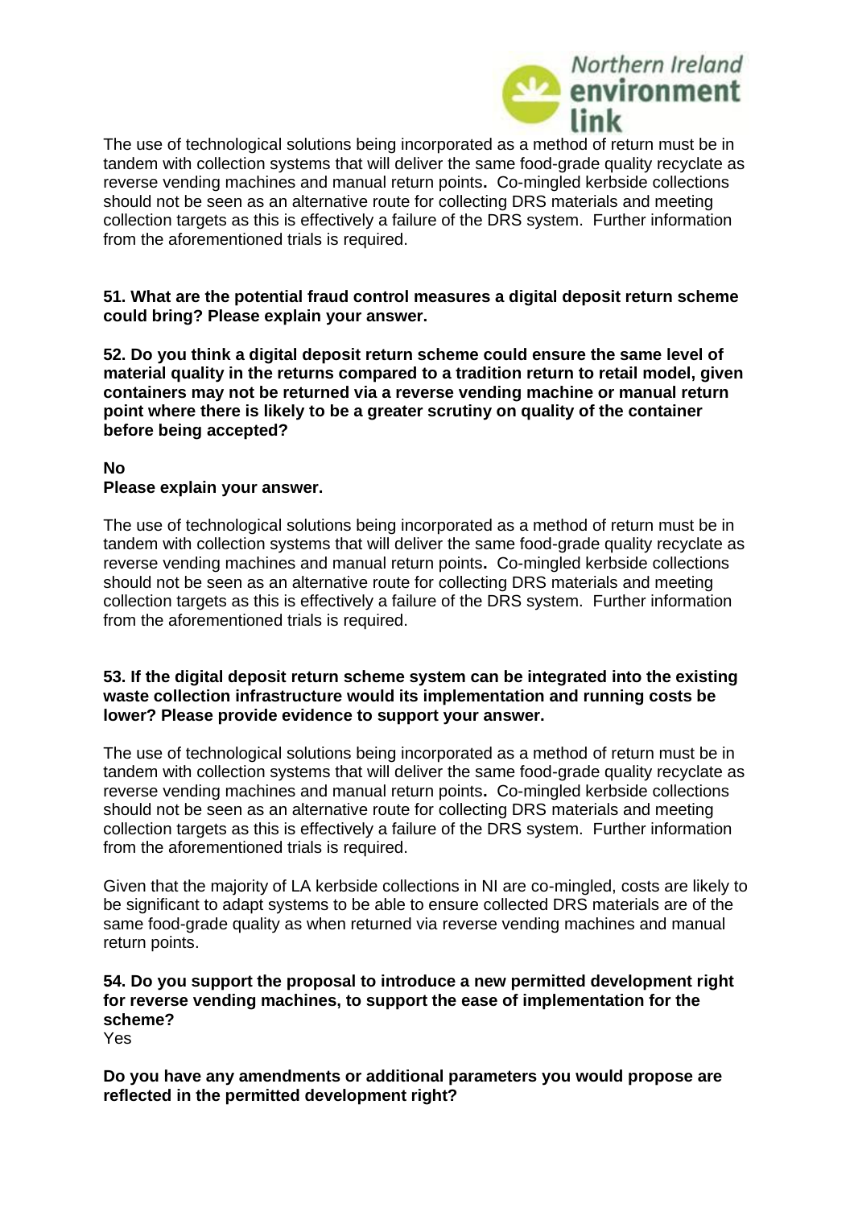The use of technological solutions being incorporated as a method of return must be in tandem with collection systems that will deliver the same food-grade quality recyclate as reverse vending machines and manual return points**.** Co-mingled kerbside collections should not be seen as an alternative route for collecting DRS materials and meeting collection targets as this is effectively a failure of the DRS system. Further information from the aforementioned trials is required.

**51. What are the potential fraud control measures a digital deposit return scheme could bring? Please explain your answer.**

**52. Do you think a digital deposit return scheme could ensure the same level of material quality in the returns compared to a tradition return to retail model, given containers may not be returned via a reverse vending machine or manual return point where there is likely to be a greater scrutiny on quality of the container before being accepted?**

**No**

**Please explain your answer.**

The use of technological solutions being incorporated as a method of return must be in tandem with collection systems that will deliver the same food-grade quality recyclate as reverse vending machines and manual return points**.** Co-mingled kerbside collections should not be seen as an alternative route for collecting DRS materials and meeting collection targets as this is effectively a failure of the DRS system. Further information from the aforementioned trials is required.

**53. If the digital deposit return scheme system can be integrated into the existing waste collection infrastructure would its implementation and running costs be lower? Please provide evidence to support your answer.**

The use of technological solutions being incorporated as a method of return must be in tandem with collection systems that will deliver the same food-grade quality recyclate as reverse vending machines and manual return points**.** Co-mingled kerbside collections should not be seen as an alternative route for collecting DRS materials and meeting collection targets as this is effectively a failure of the DRS system. Further information from the aforementioned trials is required.

Given that the majority of LA kerbside collections in NI are co-mingled, costs are likely to be significant to adapt systems to be able to ensure collected DRS materials are of the same food-grade quality as when returned via reverse vending machines and manual return points.

**54. Do you support the proposal to introduce a new permitted development right for reverse vending machines, to support the ease of implementation for the scheme?**

Yes

**Do you have any amendments or additional parameters you would propose are reflected in the permitted development right?**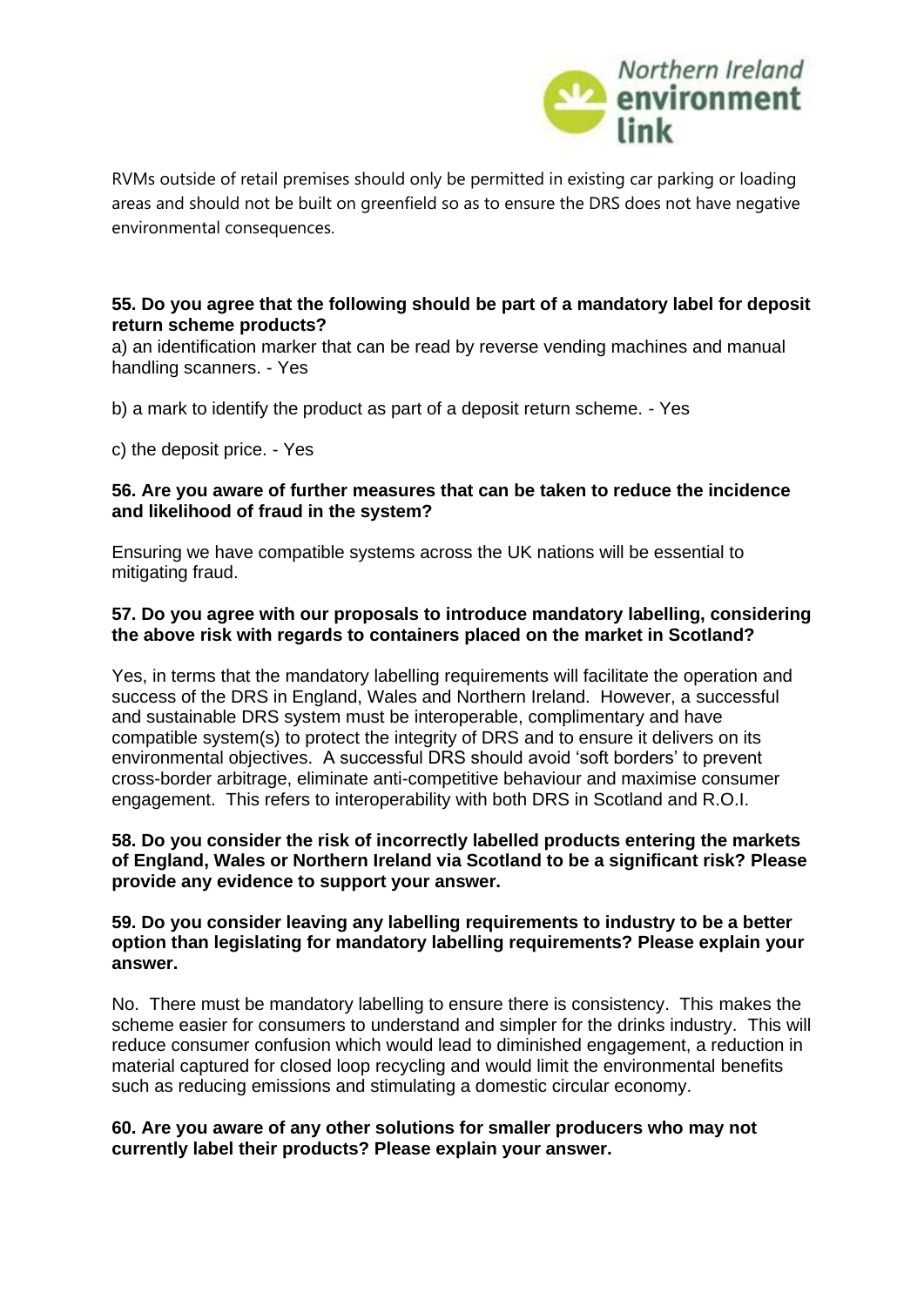RVMs outside of retail premises should only be permitted in existing car parking or loading areas and should not be built on greenfield so as to ensure the DRS does not have negative environmental consequences.

**55. Do you agree that the following should be part of a mandatory label for deposit return scheme products?**

a) an identification marker that can be read by reverse vending machines and manual handling scanners. - Yes

b) a mark to identify the product as part of a deposit return scheme. - Yes

c) the deposit price. - Yes

**56. Are you aware of further measures that can be taken to reduce the incidence and likelihood of fraud in the system?**

Ensuring we have compatible systems across the UK nations will be essential to mitigating fraud.

**57. Do you agree with our proposals to introduce mandatory labelling, considering the above risk with regards to containers placed on the market in Scotland?**

Yes, in terms that the mandatory labelling requirements will facilitate the operation and success of the DRS in England, Wales and Northern Ireland. However, a successful and sustainable DRS system must be interoperable, complimentary and have compatible system(s) to protect the integrity of DRS and to ensure it delivers on its environmental objectives. A successful DRS should avoid 'soft borders' to prevent cross-border arbitrage, eliminate anti-competitive behaviour and maximise consumer engagement. This refers to interoperability with both DRS in Scotland and R.O.I.

**58. Do you consider the risk of incorrectly labelled products entering the markets of England, Wales or Northern Ireland via Scotland to be a significant risk? Please provide any evidence to support your answer.**

**59. Do you consider leaving any labelling requirements to industry to be a better option than legislating for mandatory labelling requirements? Please explain your answer.**

No. There must be mandatory labelling to ensure there is consistency. This makes the scheme easier for consumers to understand and simpler for the drinks industry. This will reduce consumer confusion which would lead to diminished engagement, a reduction in material captured for closed loop recycling and would limit the environmental benefits such as reducing emissions and stimulating a domestic circular economy.

**60. Are you aware of any other solutions for smaller producers who may not currently label their products? Please explain your answer.**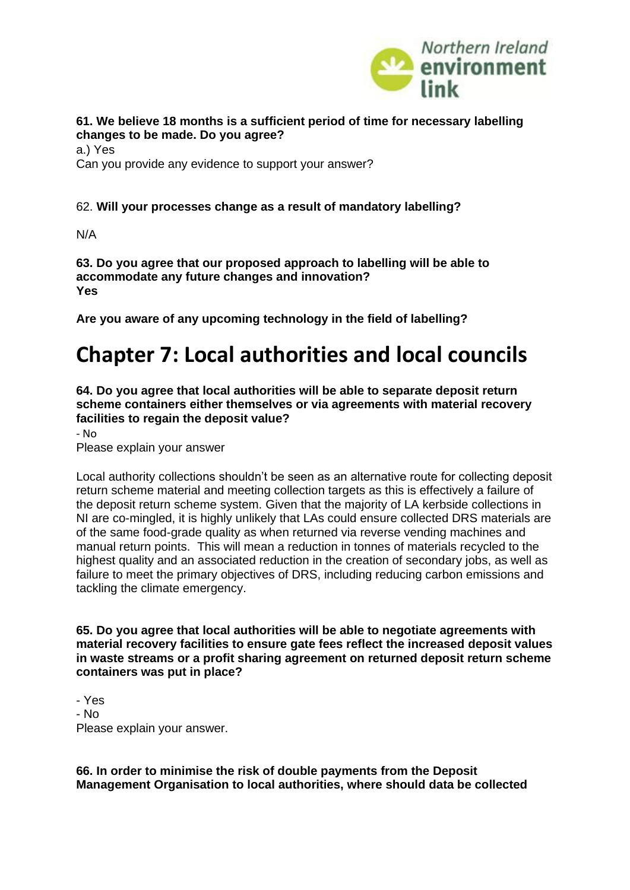**61. We believe 18 months is a sufficient period of time for necessary labelling changes to be made. Do you agree?**

a.) Yes

Can you provide any evidence to support your answer?

62. **Will your processes change as a result of mandatory labelling?**

N/A

**63. Do you agree that our proposed approach to labelling will be able to accommodate any future changes and innovation?**

**Yes**

**Are you aware of any upcoming technology in the field of labelling?**

# Chapter 7: Local authorities and local councils

**64. Do you agree that local authorities will be able to separate deposit return scheme containers either themselves or via agreements with material recovery facilities to regain the deposit value?**

- No

Please explain your answer

Local authority collections shouldn't be seen as an alternative route for collecting deposit return scheme material and meeting collection targets as this is effectively a failure of the deposit return scheme system. Given that the majority of LA kerbside collections in NI are co-mingled, it is highly unlikely that LAs could ensure collected DRS materials are of the same food-grade quality as when returned via reverse vending machines and manual return points. This will mean a reduction in tonnes of materials recycled to the highest quality and an associated reduction in the creation of secondary jobs, as well as failure to meet the primary objectives of DRS, including reducing carbon emissions and tackling the climate emergency.

**65. Do you agree that local authorities will be able to negotiate agreements with material recovery facilities to ensure gate fees reflect the increased deposit values in waste streams or a profit sharing agreement on returned deposit return scheme containers was put in place?**

- Yes
- No

Please explain your answer.

**66. In order to minimise the risk of double payments from the Deposit Management Organisation to local authorities, where should data be collected**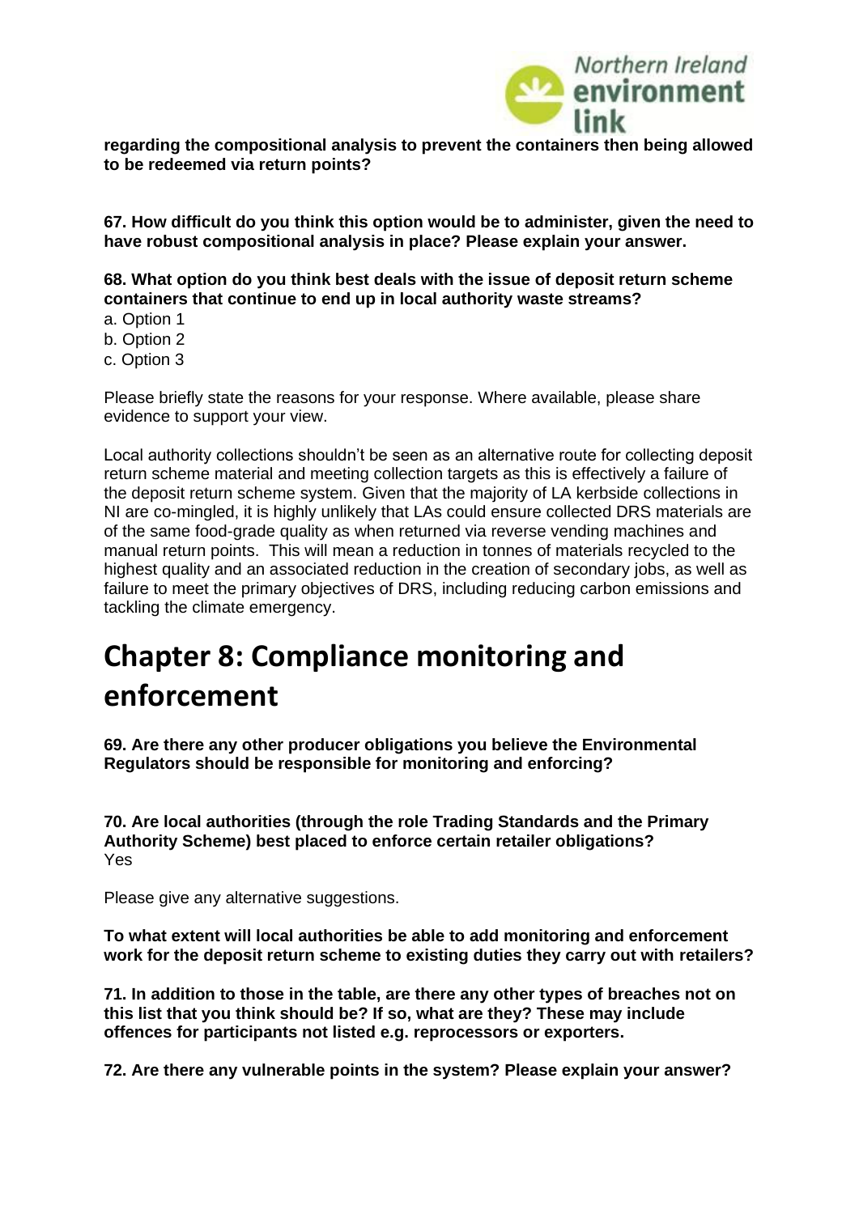**regarding the compositional analysis to prevent the containers then being allowed to be redeemed via return points?**

**67. How difficult do you think this option would be to administer, given the need to have robust compositional analysis in place? Please explain your answer.**

**68. What option do you think best deals with the issue of deposit return scheme containers that continue to end up in local authority waste streams?**

a. Option 1
b. Option 2
c. Option 3

Please briefly state the reasons for your response. Where available, please share evidence to support your view.

Local authority collections shouldn't be seen as an alternative route for collecting deposit return scheme material and meeting collection targets as this is effectively a failure of the deposit return scheme system. Given that the majority of LA kerbside collections in NI are co-mingled, it is highly unlikely that LAs could ensure collected DRS materials are of the same food-grade quality as when returned via reverse vending machines and manual return points. This will mean a reduction in tonnes of materials recycled to the highest quality and an associated reduction in the creation of secondary jobs, as well as failure to meet the primary objectives of DRS, including reducing carbon emissions and tackling the climate emergency.

# Chapter 8: Compliance monitoring and enforcement

**69. Are there any other producer obligations you believe the Environmental Regulators should be responsible for monitoring and enforcing?**

**70. Are local authorities (through the role Trading Standards and the Primary Authority Scheme) best placed to enforce certain retailer obligations?**
Yes

Please give any alternative suggestions.

**To what extent will local authorities be able to add monitoring and enforcement work for the deposit return scheme to existing duties they carry out with retailers?**

**71. In addition to those in the table, are there any other types of breaches not on this list that you think should be? If so, what are they? These may include offences for participants not listed e.g. reprocessors or exporters.**

**72. Are there any vulnerable points in the system? Please explain your answer?**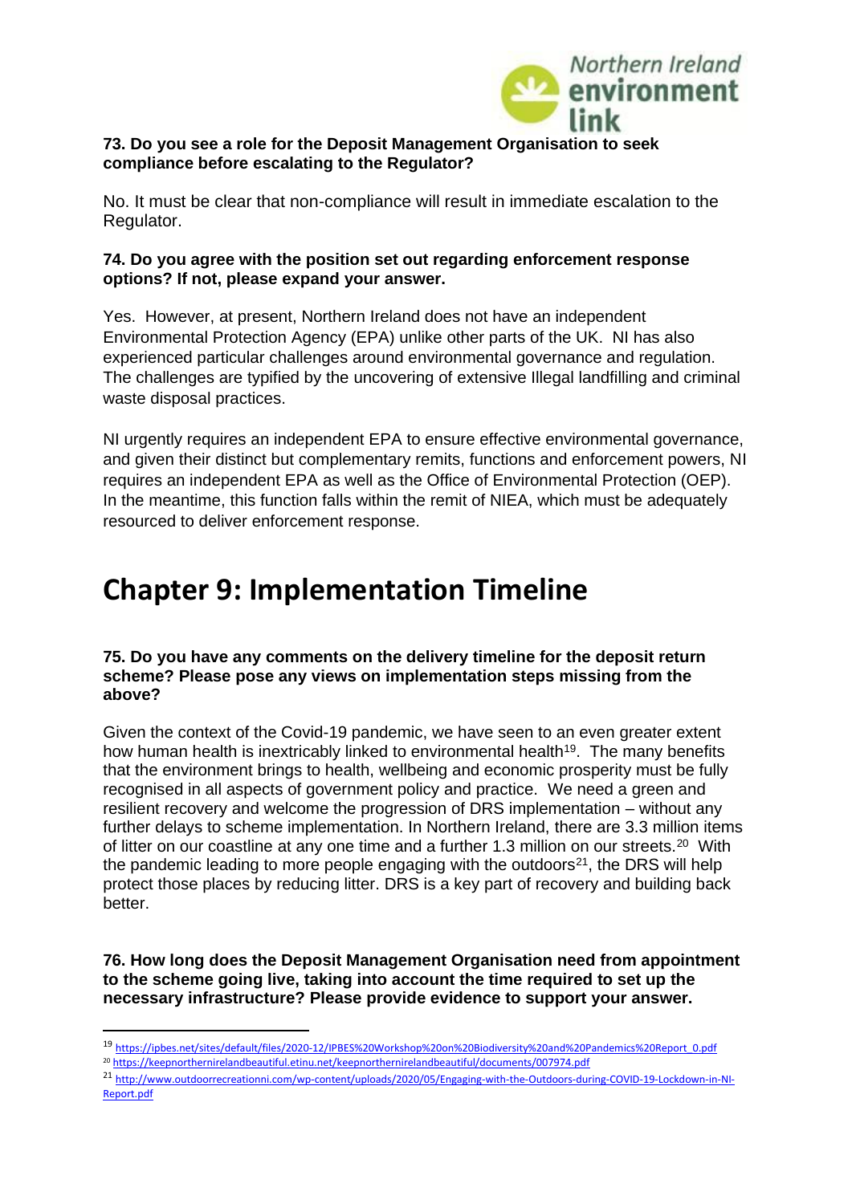**73. Do you see a role for the Deposit Management Organisation to seek compliance before escalating to the Regulator?**

No. It must be clear that non-compliance will result in immediate escalation to the Regulator.

**74. Do you agree with the position set out regarding enforcement response options? If not, please expand your answer.**

Yes. However, at present, Northern Ireland does not have an independent Environmental Protection Agency (EPA) unlike other parts of the UK. NI has also experienced particular challenges around environmental governance and regulation. The challenges are typified by the uncovering of extensive Illegal landfilling and criminal waste disposal practices.

NI urgently requires an independent EPA to ensure effective environmental governance, and given their distinct but complementary remits, functions and enforcement powers, NI requires an independent EPA as well as the Office of Environmental Protection (OEP). In the meantime, this function falls within the remit of NIEA, which must be adequately resourced to deliver enforcement response.

# Chapter 9: Implementation Timeline

**75. Do you have any comments on the delivery timeline for the deposit return scheme? Please pose any views on implementation steps missing from the above?**

Given the context of the Covid-19 pandemic, we have seen to an even greater extent how human health is inextricably linked to environmental health[19]. The many benefits that the environment brings to health, wellbeing and economic prosperity must be fully recognised in all aspects of government policy and practice. We need a green and resilient recovery and welcome the progression of DRS implementation – without any further delays to scheme implementation. In Northern Ireland, there are 3.3 million items of litter on our coastline at any one time and a further 1.3 million on our streets.[20] With the pandemic leading to more people engaging with the outdoors[21], the DRS will help protect those places by reducing litter. DRS is a key part of recovery and building back better.

**76. How long does the Deposit Management Organisation need from appointment to the scheme going live, taking into account the time required to set up the necessary infrastructure? Please provide evidence to support your answer.**

---

[19] https://ipbes.net/sites/default/files/2020-12/IPBES%20Workshop%20on%20Biodiversity%20and%20Pandemics%20Report_0.pdf

[20] https://keepnorthernirelandbeautiful.etinu.net/keepnorthernirelandbeautiful/documents/007974.pdf

[21] http://www.outdoorrecreationni.com/wp-content/uploads/2020/05/Engaging-with-the-Outdoors-during-COVID-19-Lockdown-in-NI-Report.pdf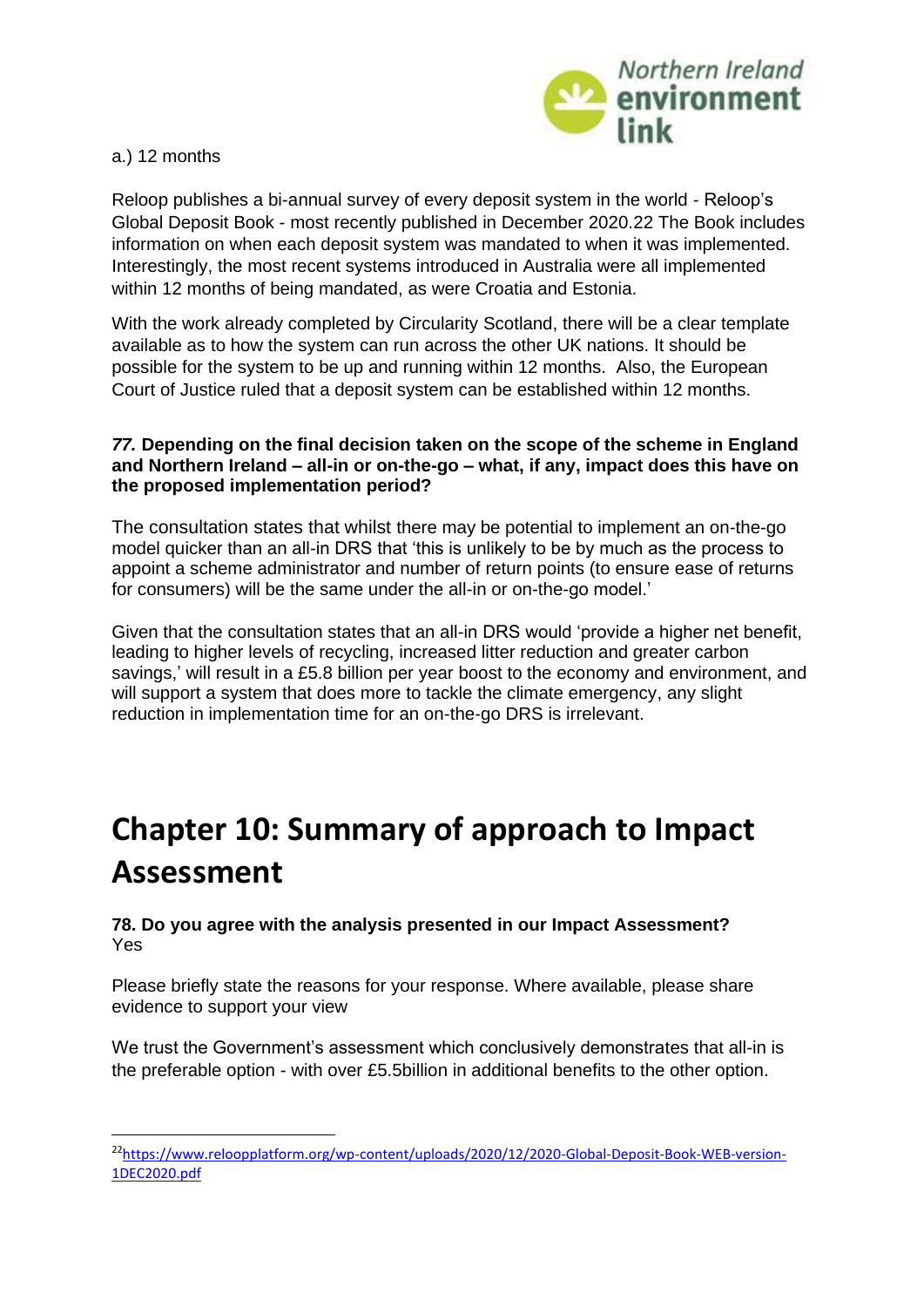a.) 12 months

Reloop publishes a bi-annual survey of every deposit system in the world - Reloop's Global Deposit Book - most recently published in December 2020.[22] The Book includes information on when each deposit system was mandated to when it was implemented. Interestingly, the most recent systems introduced in Australia were all implemented within 12 months of being mandated, as were Croatia and Estonia.

With the work already completed by Circularity Scotland, there will be a clear template available as to how the system can run across the other UK nations. It should be possible for the system to be up and running within 12 months. Also, the European Court of Justice ruled that a deposit system can be established within 12 months.

***77.* Depending on the final decision taken on the scope of the scheme in England and Northern Ireland – all-in or on-the-go – what, if any, impact does this have on the proposed implementation period?**

The consultation states that whilst there may be potential to implement an on-the-go model quicker than an all-in DRS that 'this is unlikely to be by much as the process to appoint a scheme administrator and number of return points (to ensure ease of returns for consumers) will be the same under the all-in or on-the-go model.'

Given that the consultation states that an all-in DRS would 'provide a higher net benefit, leading to higher levels of recycling, increased litter reduction and greater carbon savings,' will result in a £5.8 billion per year boost to the economy and environment, and will support a system that does more to tackle the climate emergency, any slight reduction in implementation time for an on-the-go DRS is irrelevant.

# Chapter 10: Summary of approach to Impact Assessment

**78. Do you agree with the analysis presented in our Impact Assessment?**
Yes

Please briefly state the reasons for your response. Where available, please share evidence to support your view

We trust the Government's assessment which conclusively demonstrates that all-in is the preferable option - with over £5.5billion in additional benefits to the other option.

[22] https://www.reloopplatform.org/wp-content/uploads/2020/12/2020-Global-Deposit-Book-WEB-version-1DEC2020.pdf